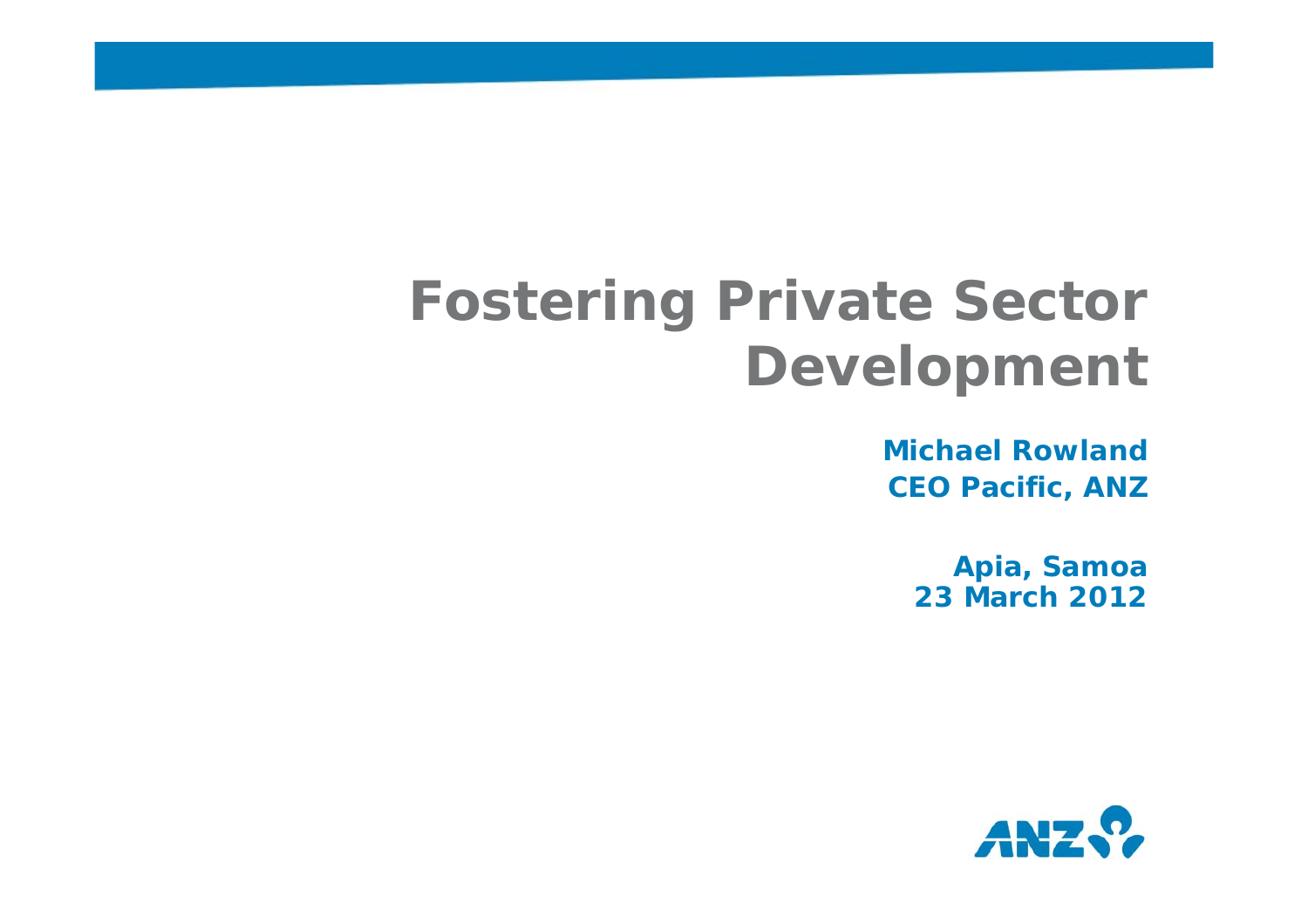# Fostering Private Sector Development

**Michael Rowland**
**CEO Pacific, ANZ**

**Apia, Samoa**
**23 March 2012**

ANZ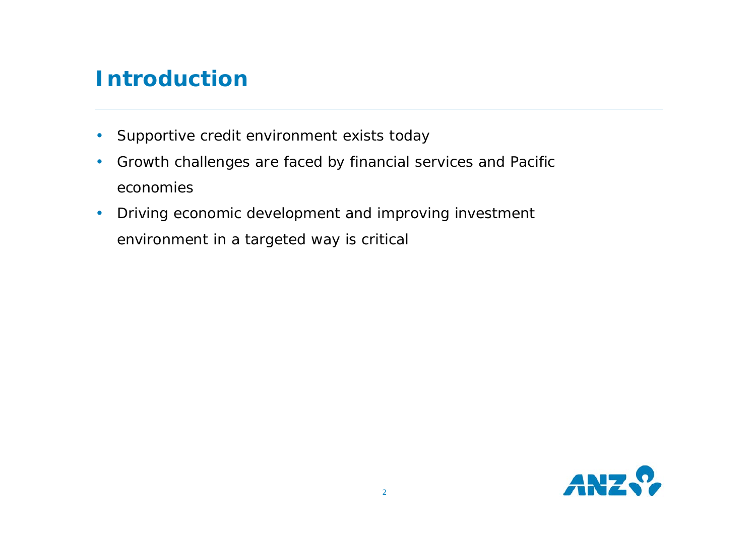# Introduction

- Supportive credit environment exists today
- Growth challenges are faced by financial services and Pacific economies
- Driving economic development and improving investment environment in a targeted way is critical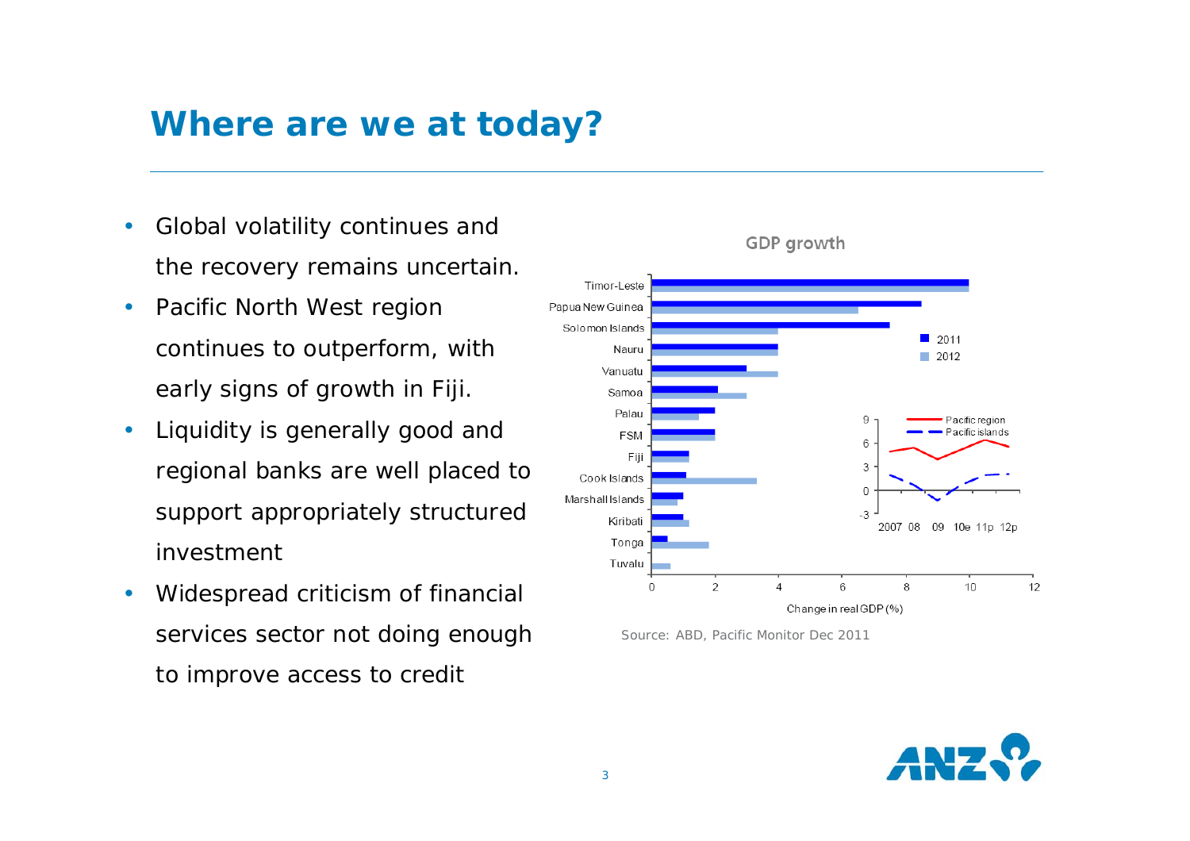# Where are we at today?

- Global volatility continues and the recovery remains uncertain.
- Pacific North West region continues to outperform, with early signs of growth in Fiji.
- Liquidity is generally good and regional banks are well placed to support appropriately structured investment
- Widespread criticism of financial services sector not doing enough to improve access to credit

GDP growth

Source: ABD, Pacific Monitor Dec 2011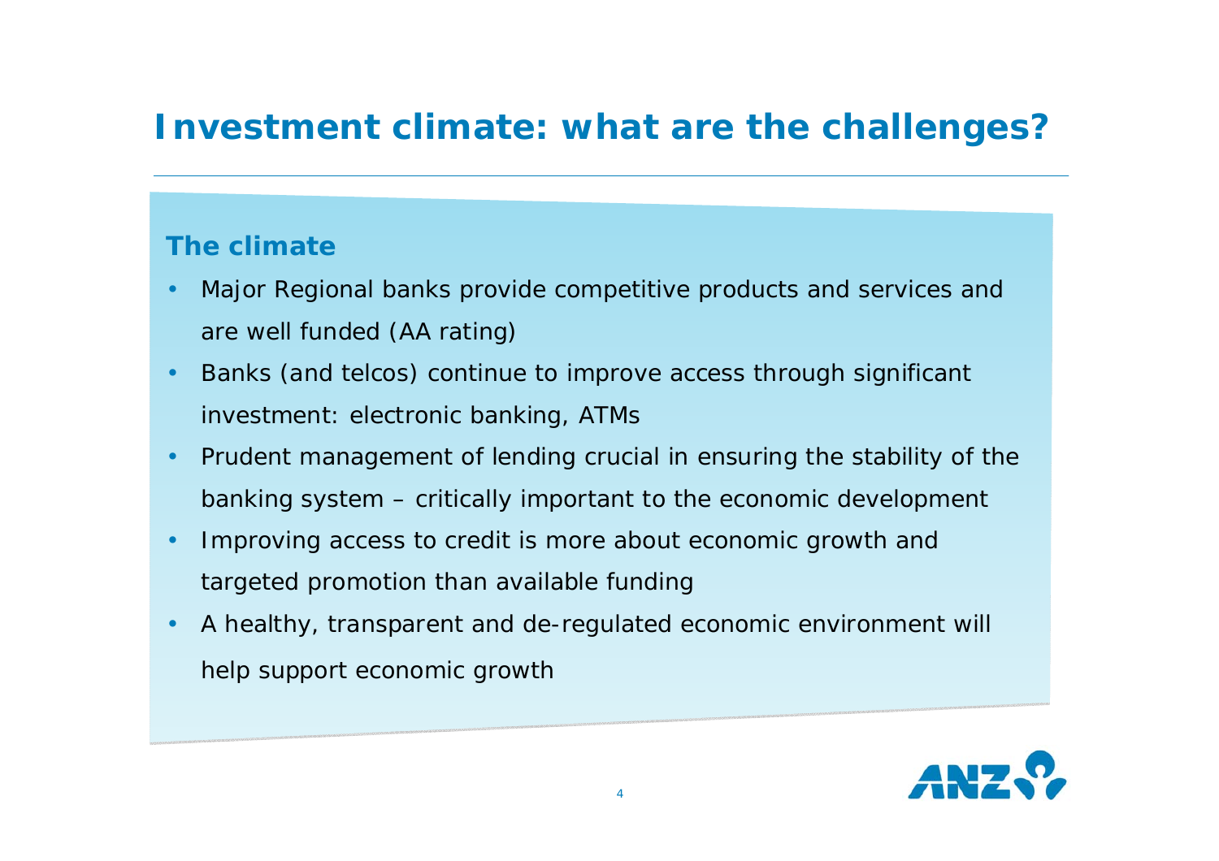# Investment climate: what are the challenges?

## The climate

- Major Regional banks provide competitive products and services and are well funded (AA rating)
- Banks (and telcos) continue to improve access through significant investment: electronic banking, ATMs
- Prudent management of lending crucial in ensuring the stability of the banking system – critically important to the economic development
- Improving access to credit is more about economic growth and targeted promotion than available funding
- A healthy, transparent and de-regulated economic environment will help support economic growth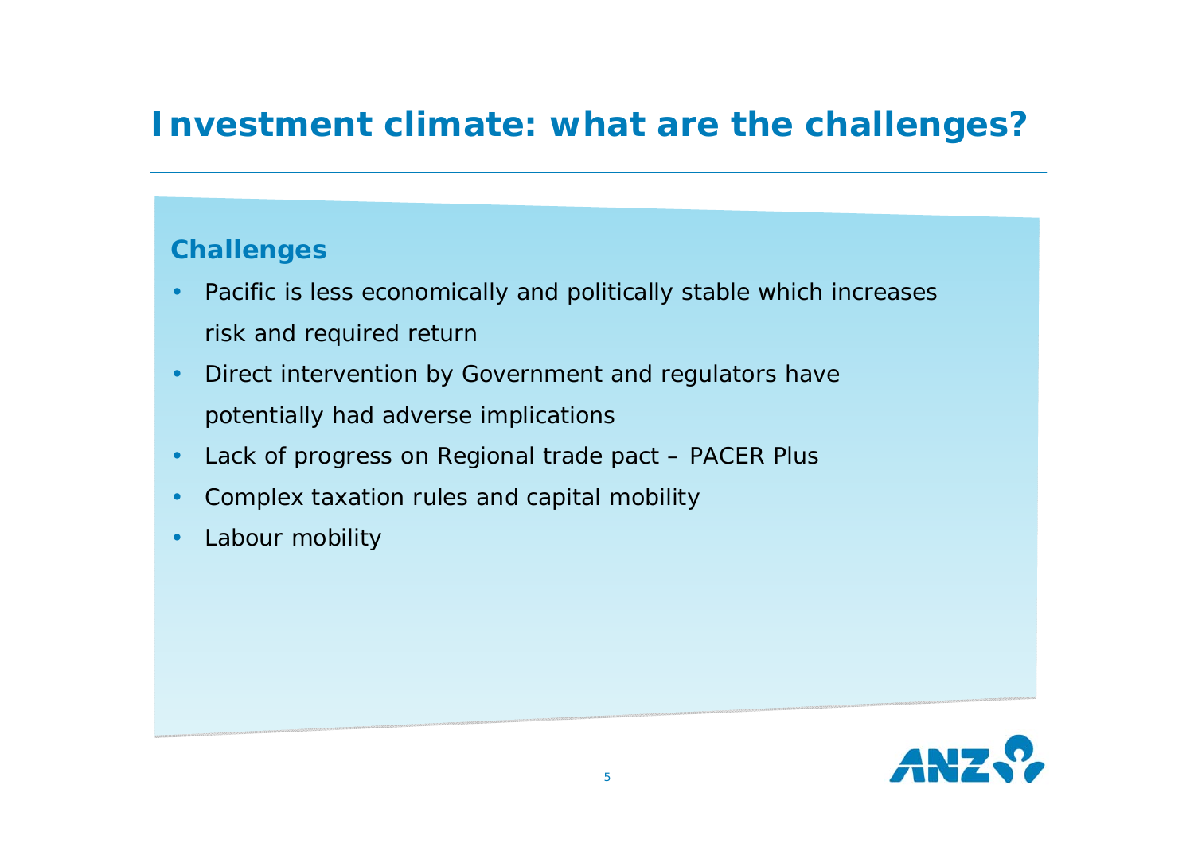# Investment climate: what are the challenges?

### Challenges

- Pacific is less economically and politically stable which increases risk and required return
- Direct intervention by Government and regulators have potentially had adverse implications
- Lack of progress on Regional trade pact – PACER Plus
- Complex taxation rules and capital mobility
- Labour mobility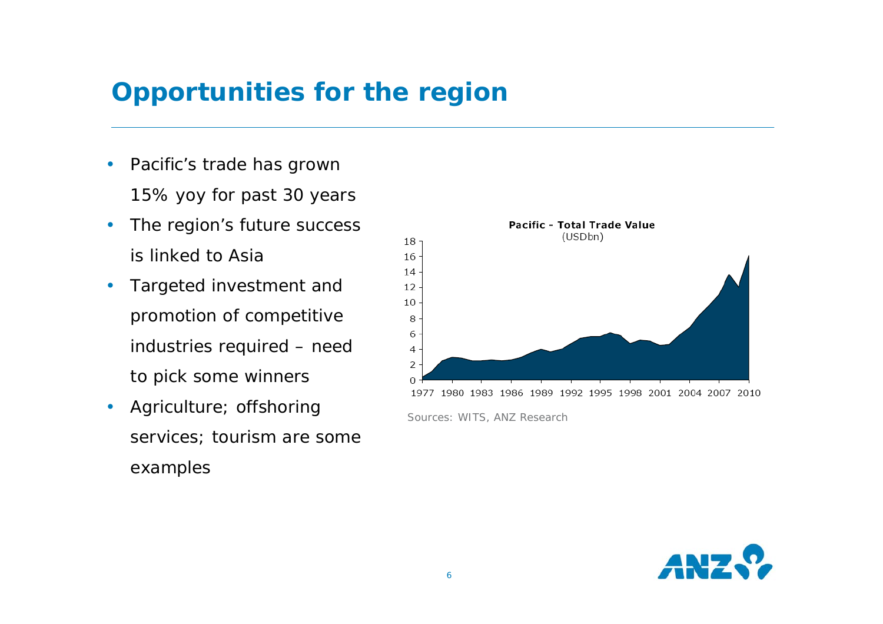# Opportunities for the region

- Pacific's trade has grown 15% yoy for past 30 years
- The region's future success is linked to Asia
- Targeted investment and promotion of competitive industries required – need to pick some winners
- Agriculture; offshoring services; tourism are some examples

**Pacific - Total Trade Value**
(USDbn)

Sources: WITS, ANZ Research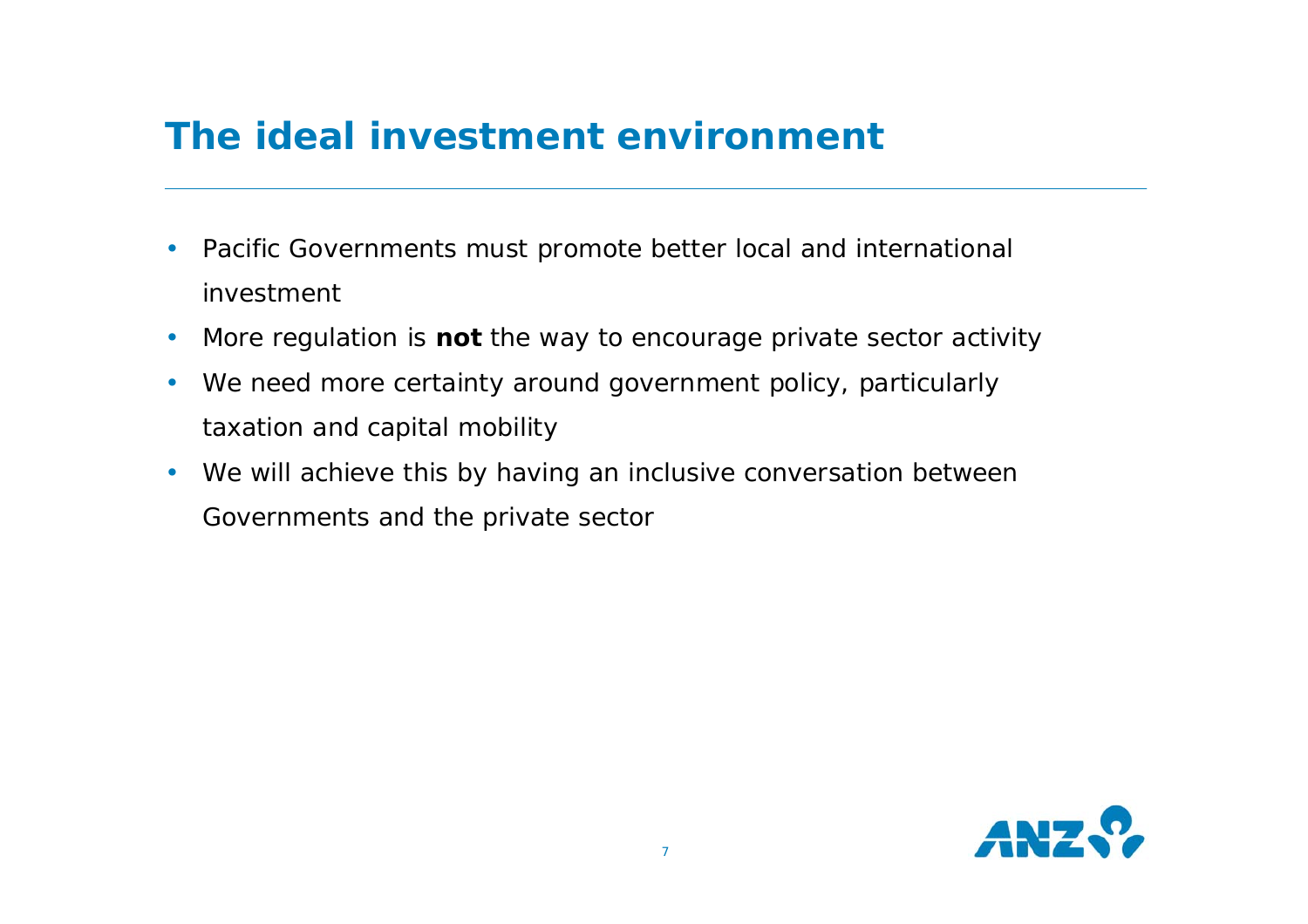# The ideal investment environment

- Pacific Governments must promote better local and international investment
- More regulation is **not** the way to encourage private sector activity
- We need more certainty around government policy, particularly taxation and capital mobility
- We will achieve this by having an inclusive conversation between Governments and the private sector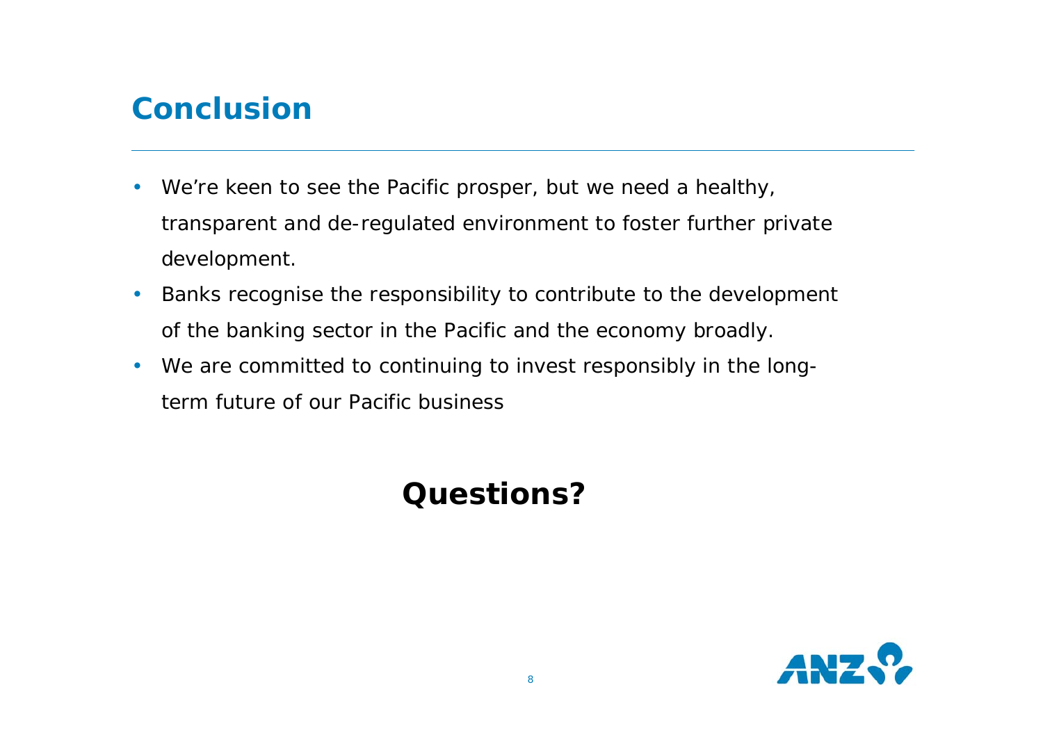# Conclusion

- We're keen to see the Pacific prosper, but we need a healthy, transparent and de-regulated environment to foster further private development.
- Banks recognise the responsibility to contribute to the development of the banking sector in the Pacific and the economy broadly.
- We are committed to continuing to invest responsibly in the long-term future of our Pacific business

**Questions?**